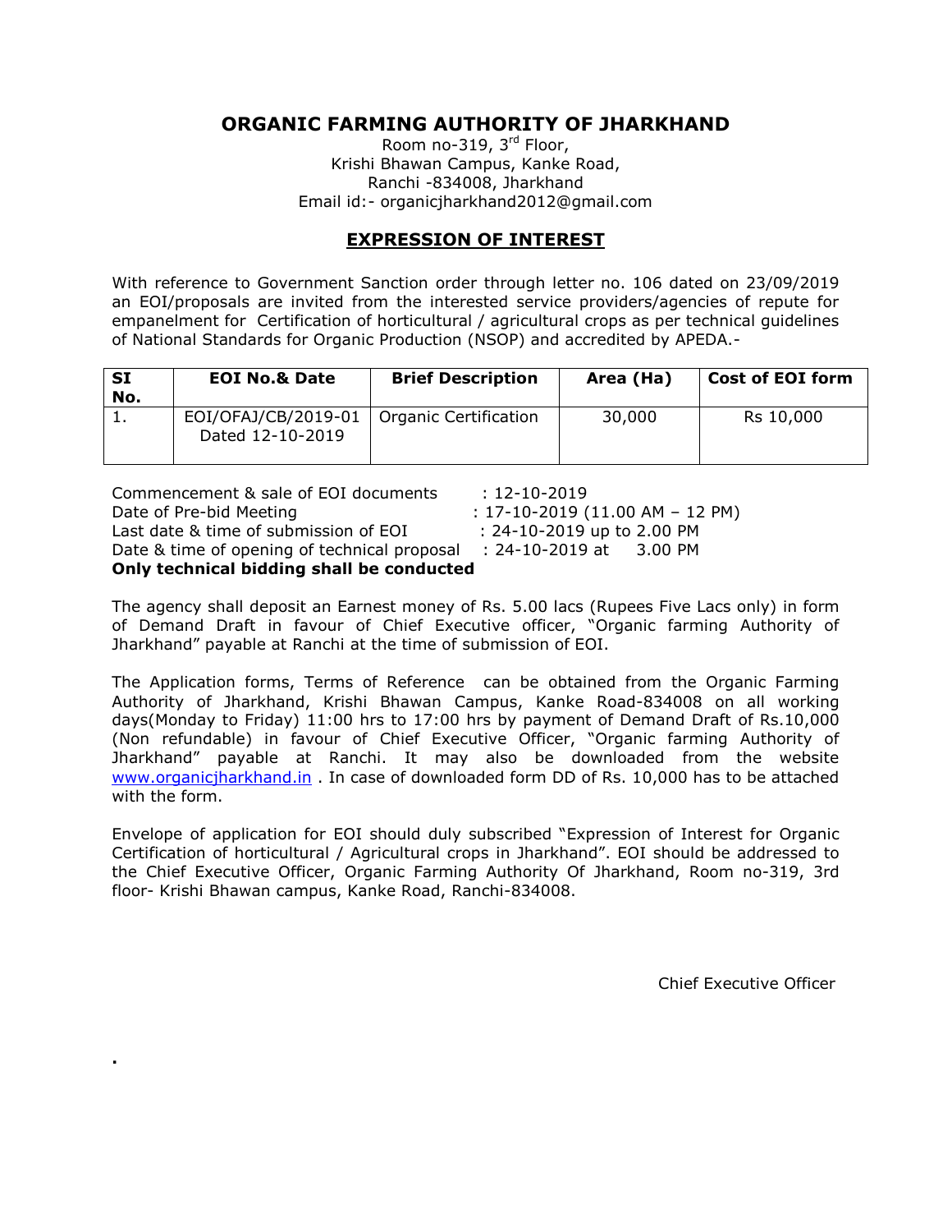# ORGANIC FARMING AUTHORITY OF JHARKHAND

Room no-319, 3rd Floor,
Krishi Bhawan Campus, Kanke Road,
Ranchi -834008, Jharkhand
Email id:- organicjharkhand2012@gmail.com

## EXPRESSION OF INTEREST

With reference to Government Sanction order through letter no. 106 dated on 23/09/2019 an EOI/proposals are invited from the interested service providers/agencies of repute for empanelment for Certification of horticultural / agricultural crops as per technical guidelines of National Standards for Organic Production (NSOP) and accredited by APEDA.-

| SI No. | EOI No.& Date | Brief Description | Area (Ha) | Cost of EOI form |
|---|---|---|---|---|
| 1. | EOI/OFAJ/CB/2019-01 Dated 12-10-2019 | Organic Certification | 30,000 | Rs 10,000 |

Commencement & sale of EOI documents : 12-10-2019
Date of Pre-bid Meeting : 17-10-2019 (11.00 AM – 12 PM)
Last date & time of submission of EOI : 24-10-2019 up to 2.00 PM
Date & time of opening of technical proposal : 24-10-2019 at 3.00 PM
**Only technical bidding shall be conducted**

The agency shall deposit an Earnest money of Rs. 5.00 lacs (Rupees Five Lacs only) in form of Demand Draft in favour of Chief Executive officer, "Organic farming Authority of Jharkhand" payable at Ranchi at the time of submission of EOI.

The Application forms, Terms of Reference can be obtained from the Organic Farming Authority of Jharkhand, Krishi Bhawan Campus, Kanke Road-834008 on all working days(Monday to Friday) 11:00 hrs to 17:00 hrs by payment of Demand Draft of Rs.10,000 (Non refundable) in favour of Chief Executive Officer, "Organic farming Authority of Jharkhand" payable at Ranchi. It may also be downloaded from the website www.organicjharkhand.in . In case of downloaded form DD of Rs. 10,000 has to be attached with the form.

Envelope of application for EOI should duly subscribed "Expression of Interest for Organic Certification of horticultural / Agricultural crops in Jharkhand". EOI should be addressed to the Chief Executive Officer, Organic Farming Authority Of Jharkhand, Room no-319, 3rd floor- Krishi Bhawan campus, Kanke Road, Ranchi-834008.

Chief Executive Officer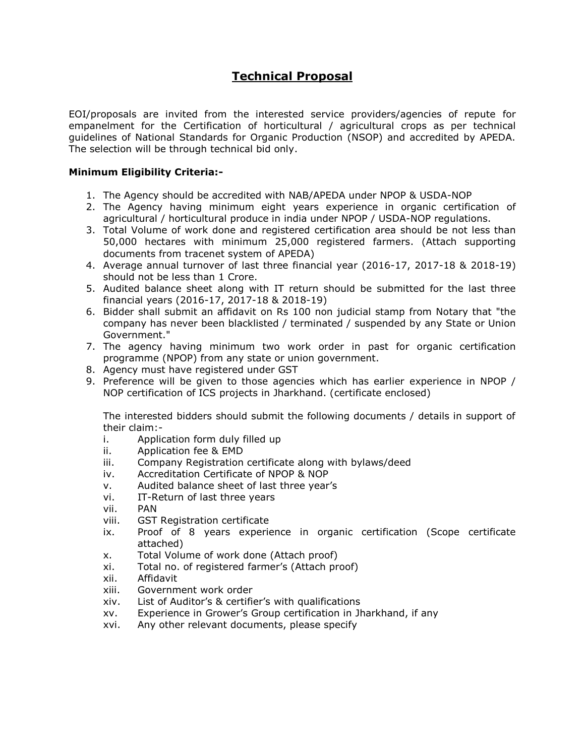# Technical Proposal

EOI/proposals are invited from the interested service providers/agencies of repute for empanelment for the Certification of horticultural / agricultural crops as per technical guidelines of National Standards for Organic Production (NSOP) and accredited by APEDA. The selection will be through technical bid only.

**Minimum Eligibility Criteria:-**

1. The Agency should be accredited with NAB/APEDA under NPOP & USDA-NOP
2. The Agency having minimum eight years experience in organic certification of agricultural / horticultural produce in india under NPOP / USDA-NOP regulations.
3. Total Volume of work done and registered certification area should be not less than 50,000 hectares with minimum 25,000 registered farmers. (Attach supporting documents from tracenet system of APEDA)
4. Average annual turnover of last three financial year (2016-17, 2017-18 & 2018-19) should not be less than 1 Crore.
5. Audited balance sheet along with IT return should be submitted for the last three financial years (2016-17, 2017-18 & 2018-19)
6. Bidder shall submit an affidavit on Rs 100 non judicial stamp from Notary that "the company has never been blacklisted / terminated / suspended by any State or Union Government."
7. The agency having minimum two work order in past for organic certification programme (NPOP) from any state or union government.
8. Agency must have registered under GST
9. Preference will be given to those agencies which has earlier experience in NPOP / NOP certification of ICS projects in Jharkhand. (certificate enclosed)

The interested bidders should submit the following documents / details in support of their claim:-

i. Application form duly filled up
ii. Application fee & EMD
iii. Company Registration certificate along with bylaws/deed
iv. Accreditation Certificate of NPOP & NOP
v. Audited balance sheet of last three year's
vi. IT-Return of last three years
vii. PAN
viii. GST Registration certificate
ix. Proof of 8 years experience in organic certification (Scope certificate attached)
x. Total Volume of work done (Attach proof)
xi. Total no. of registered farmer's (Attach proof)
xii. Affidavit
xiii. Government work order
xiv. List of Auditor's & certifier's with qualifications
xv. Experience in Grower's Group certification in Jharkhand, if any
xvi. Any other relevant documents, please specify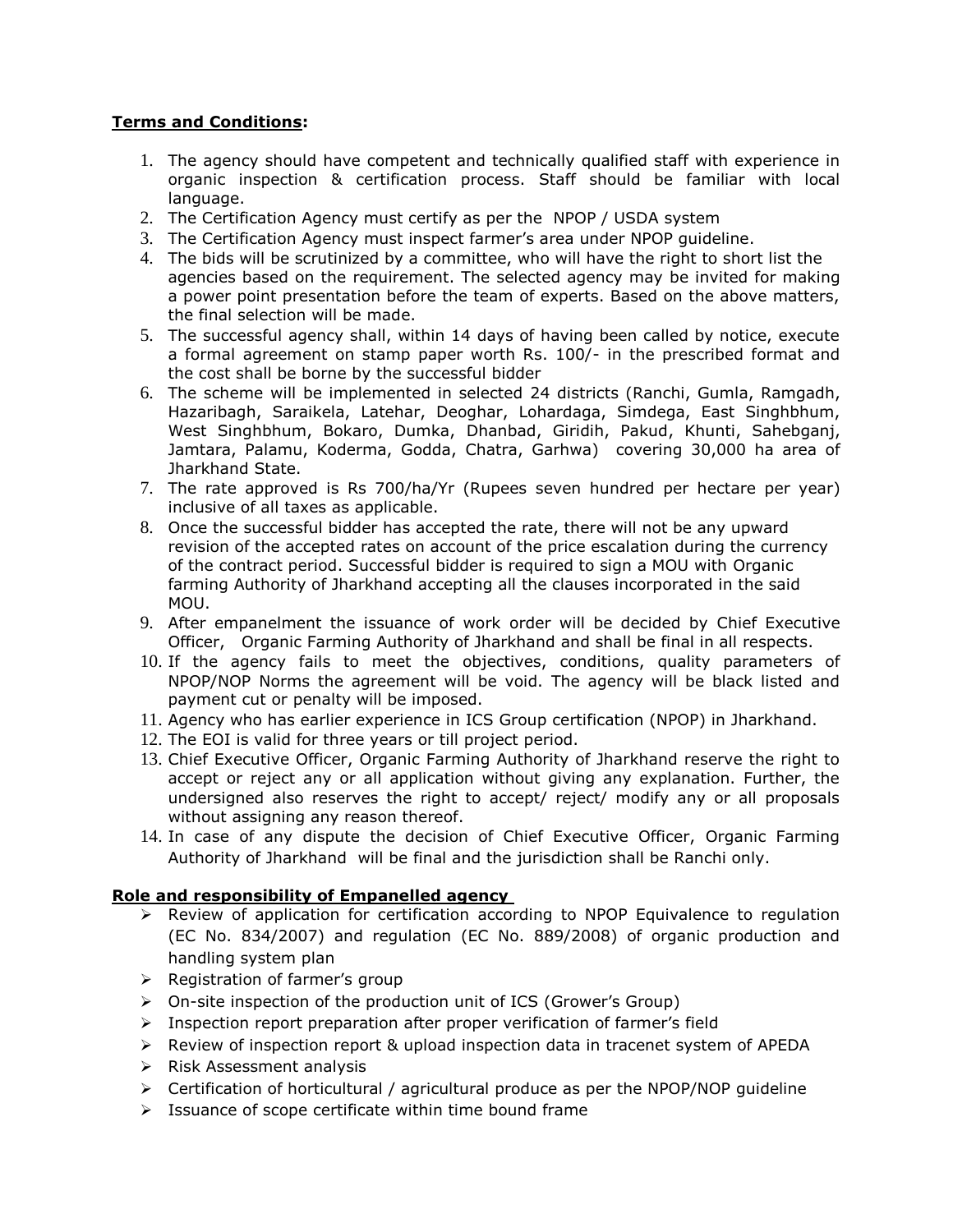**Terms and Conditions:**

1. The agency should have competent and technically qualified staff with experience in organic inspection & certification process. Staff should be familiar with local language.
2. The Certification Agency must certify as per the NPOP / USDA system
3. The Certification Agency must inspect farmer's area under NPOP guideline.
4. The bids will be scrutinized by a committee, who will have the right to short list the agencies based on the requirement. The selected agency may be invited for making a power point presentation before the team of experts. Based on the above matters, the final selection will be made.
5. The successful agency shall, within 14 days of having been called by notice, execute a formal agreement on stamp paper worth Rs. 100/- in the prescribed format and the cost shall be borne by the successful bidder
6. The scheme will be implemented in selected 24 districts (Ranchi, Gumla, Ramgadh, Hazaribagh, Saraikela, Latehar, Deoghar, Lohardaga, Simdega, East Singhbhum, West Singhbhum, Bokaro, Dumka, Dhanbad, Giridih, Pakud, Khunti, Sahebganj, Jamtara, Palamu, Koderma, Godda, Chatra, Garhwa) covering 30,000 ha area of Jharkhand State.
7. The rate approved is Rs 700/ha/Yr (Rupees seven hundred per hectare per year) inclusive of all taxes as applicable.
8. Once the successful bidder has accepted the rate, there will not be any upward revision of the accepted rates on account of the price escalation during the currency of the contract period. Successful bidder is required to sign a MOU with Organic farming Authority of Jharkhand accepting all the clauses incorporated in the said MOU.
9. After empanelment the issuance of work order will be decided by Chief Executive Officer, Organic Farming Authority of Jharkhand and shall be final in all respects.
10. If the agency fails to meet the objectives, conditions, quality parameters of NPOP/NOP Norms the agreement will be void. The agency will be black listed and payment cut or penalty will be imposed.
11. Agency who has earlier experience in ICS Group certification (NPOP) in Jharkhand.
12. The EOI is valid for three years or till project period.
13. Chief Executive Officer, Organic Farming Authority of Jharkhand reserve the right to accept or reject any or all application without giving any explanation. Further, the undersigned also reserves the right to accept/ reject/ modify any or all proposals without assigning any reason thereof.
14. In case of any dispute the decision of Chief Executive Officer, Organic Farming Authority of Jharkhand will be final and the jurisdiction shall be Ranchi only.

**Role and responsibility of Empanelled agency**

- Review of application for certification according to NPOP Equivalence to regulation (EC No. 834/2007) and regulation (EC No. 889/2008) of organic production and handling system plan
- Registration of farmer's group
- On-site inspection of the production unit of ICS (Grower's Group)
- Inspection report preparation after proper verification of farmer's field
- Review of inspection report & upload inspection data in tracenet system of APEDA
- Risk Assessment analysis
- Certification of horticultural / agricultural produce as per the NPOP/NOP guideline
- Issuance of scope certificate within time bound frame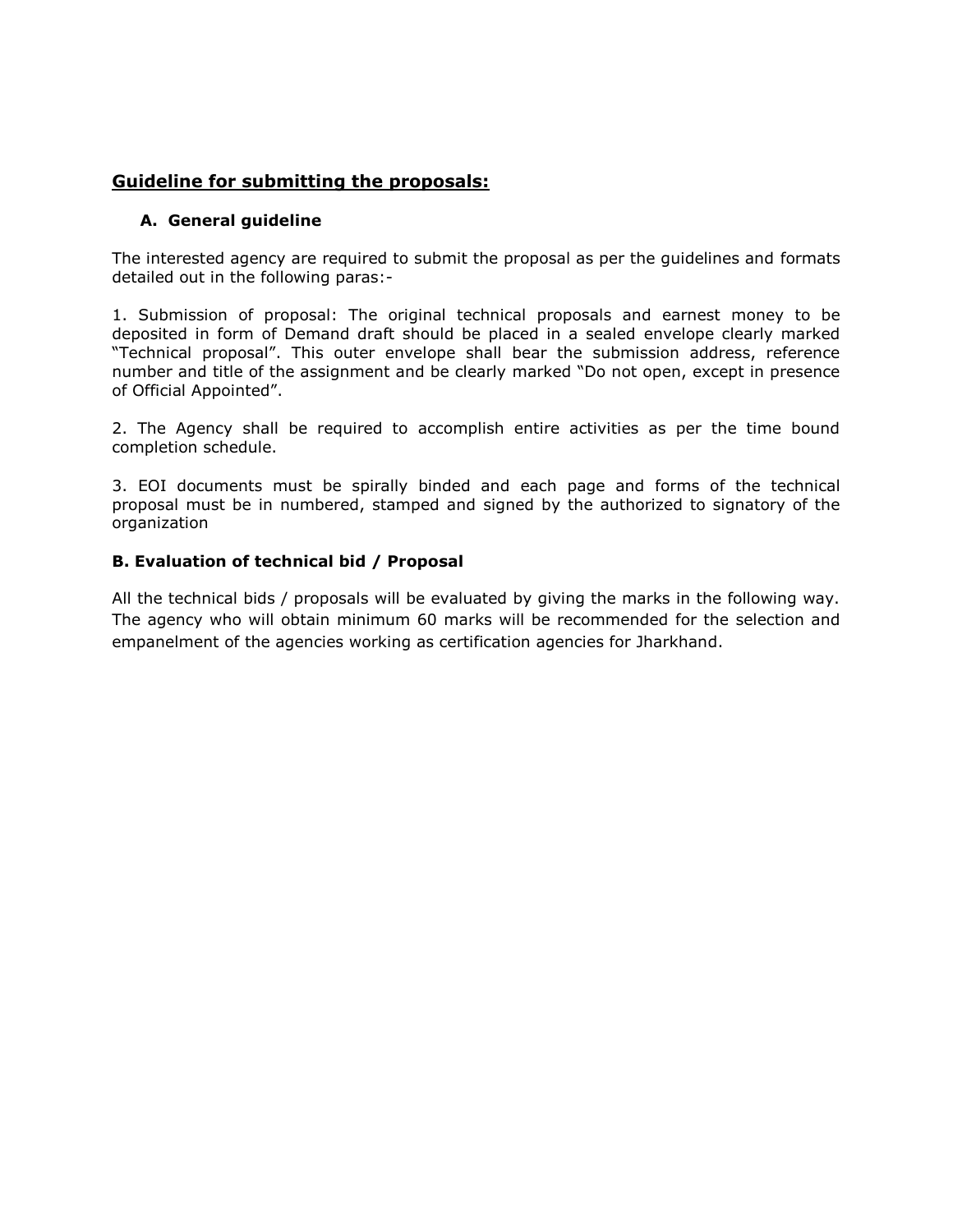## Guideline for submitting the proposals:

### A. General guideline

The interested agency are required to submit the proposal as per the guidelines and formats detailed out in the following paras:-

1. Submission of proposal: The original technical proposals and earnest money to be deposited in form of Demand draft should be placed in a sealed envelope clearly marked "Technical proposal". This outer envelope shall bear the submission address, reference number and title of the assignment and be clearly marked "Do not open, except in presence of Official Appointed".

2. The Agency shall be required to accomplish entire activities as per the time bound completion schedule.

3. EOI documents must be spirally binded and each page and forms of the technical proposal must be in numbered, stamped and signed by the authorized to signatory of the organization

### B. Evaluation of technical bid / Proposal

All the technical bids / proposals will be evaluated by giving the marks in the following way. The agency who will obtain minimum 60 marks will be recommended for the selection and empanelment of the agencies working as certification agencies for Jharkhand.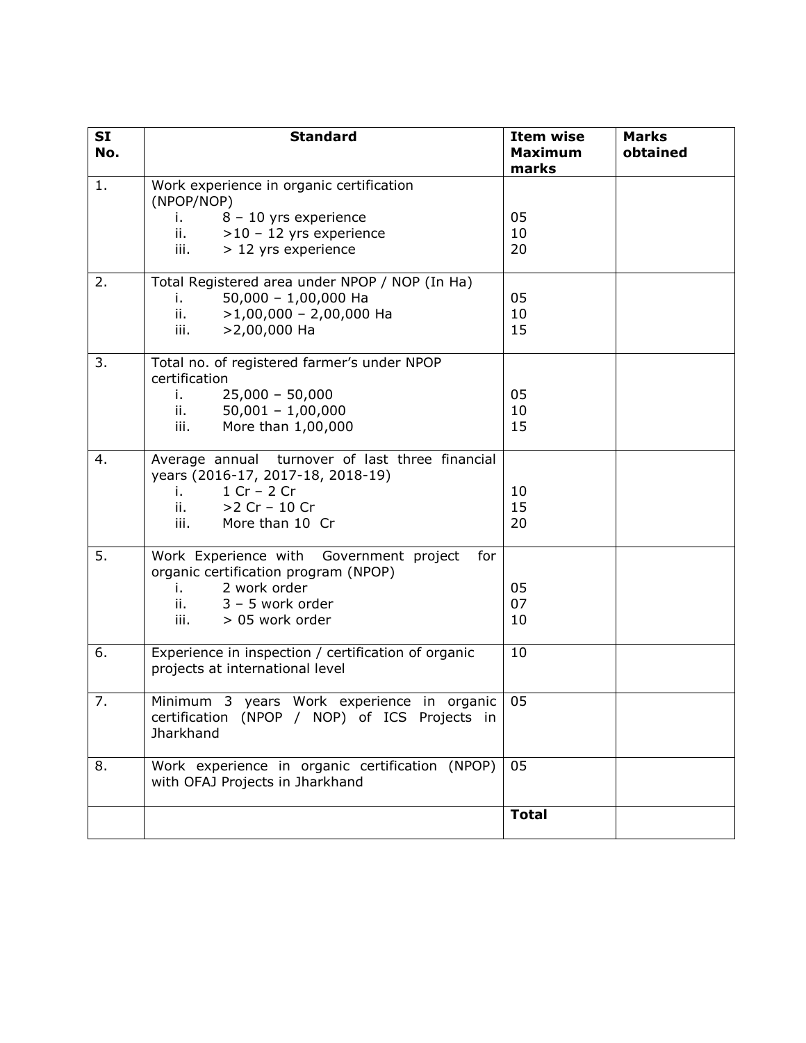| SI No. | Standard | Item wise Maximum marks | Marks obtained |
|---|---|---|---|
| 1. | Work experience in organic certification (NPOP/NOP)<br>i. 8 – 10 yrs experience<br>ii. >10 – 12 yrs experience<br>iii. > 12 yrs experience | <br><br>05<br>10<br>20 | |
| 2. | Total Registered area under NPOP / NOP (In Ha)<br>i. 50,000 – 1,00,000 Ha<br>ii. >1,00,000 – 2,00,000 Ha<br>iii. >2,00,000 Ha | <br>05<br>10<br>15 | |
| 3. | Total no. of registered farmer's under NPOP certification<br>i. 25,000 – 50,000<br>ii. 50,001 – 1,00,000<br>iii. More than 1,00,000 | <br><br>05<br>10<br>15 | |
| 4. | Average annual turnover of last three financial years (2016-17, 2017-18, 2018-19)<br>i. 1 Cr – 2 Cr<br>ii. >2 Cr – 10 Cr<br>iii. More than 10 Cr | <br><br>10<br>15<br>20 | |
| 5. | Work Experience with Government project for organic certification program (NPOP)<br>i. 2 work order<br>ii. 3 – 5 work order<br>iii. > 05 work order | <br><br>05<br>07<br>10 | |
| 6. | Experience in inspection / certification of organic projects at international level | 10 | |
| 7. | Minimum 3 years Work experience in organic certification (NPOP / NOP) of ICS Projects in Jharkhand | 05 | |
| 8. | Work experience in organic certification (NPOP) with OFAJ Projects in Jharkhand | 05 | |
| | | **Total** | |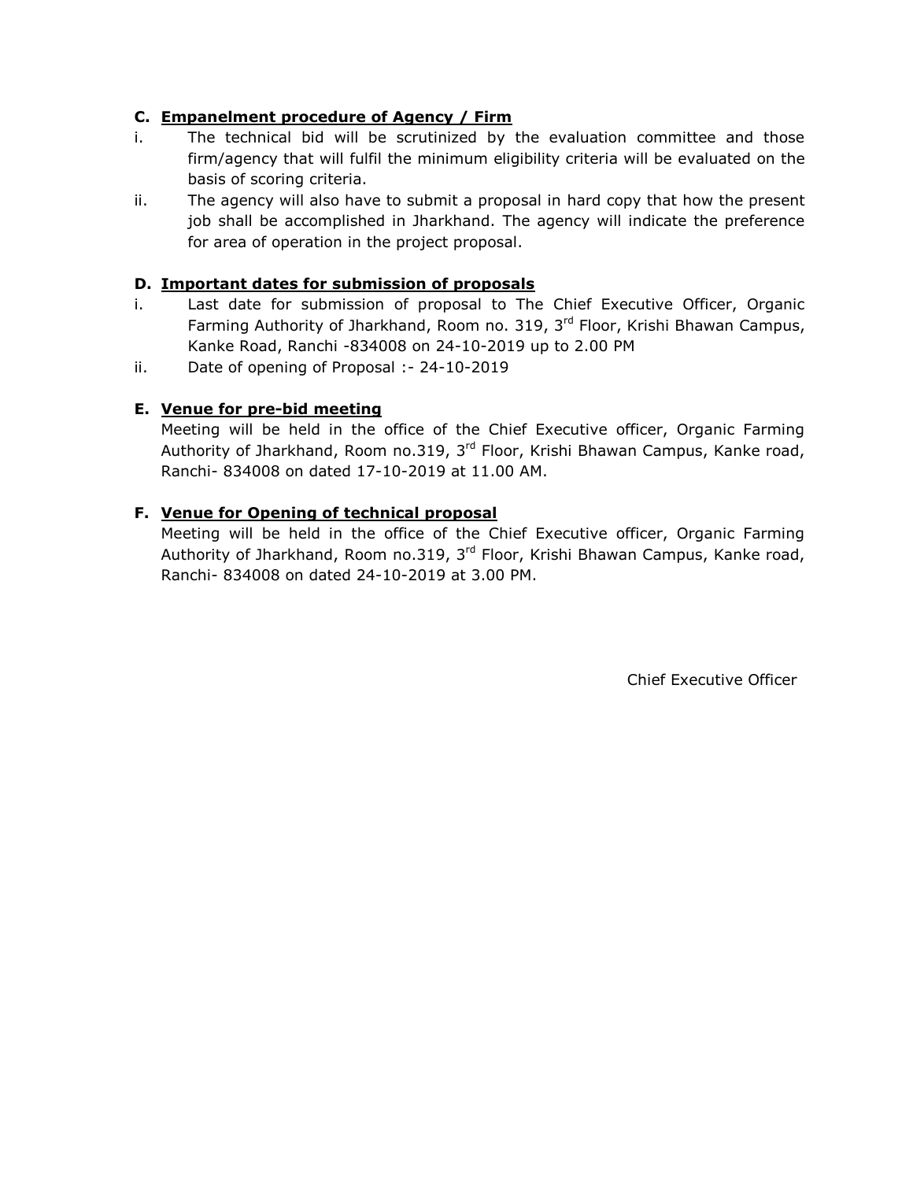### C. <u>Empanelment procedure of Agency / Firm</u>

i. The technical bid will be scrutinized by the evaluation committee and those firm/agency that will fulfil the minimum eligibility criteria will be evaluated on the basis of scoring criteria.

ii. The agency will also have to submit a proposal in hard copy that how the present job shall be accomplished in Jharkhand. The agency will indicate the preference for area of operation in the project proposal.

### D. <u>Important dates for submission of proposals</u>

i. Last date for submission of proposal to The Chief Executive Officer, Organic Farming Authority of Jharkhand, Room no. 319, 3rd Floor, Krishi Bhawan Campus, Kanke Road, Ranchi -834008 on 24-10-2019 up to 2.00 PM

ii. Date of opening of Proposal :- 24-10-2019

### E. <u>Venue for pre-bid meeting</u>

Meeting will be held in the office of the Chief Executive officer, Organic Farming Authority of Jharkhand, Room no.319, 3rd Floor, Krishi Bhawan Campus, Kanke road, Ranchi- 834008 on dated 17-10-2019 at 11.00 AM.

### F. <u>Venue for Opening of technical proposal</u>

Meeting will be held in the office of the Chief Executive officer, Organic Farming Authority of Jharkhand, Room no.319, 3rd Floor, Krishi Bhawan Campus, Kanke road, Ranchi- 834008 on dated 24-10-2019 at 3.00 PM.

Chief Executive Officer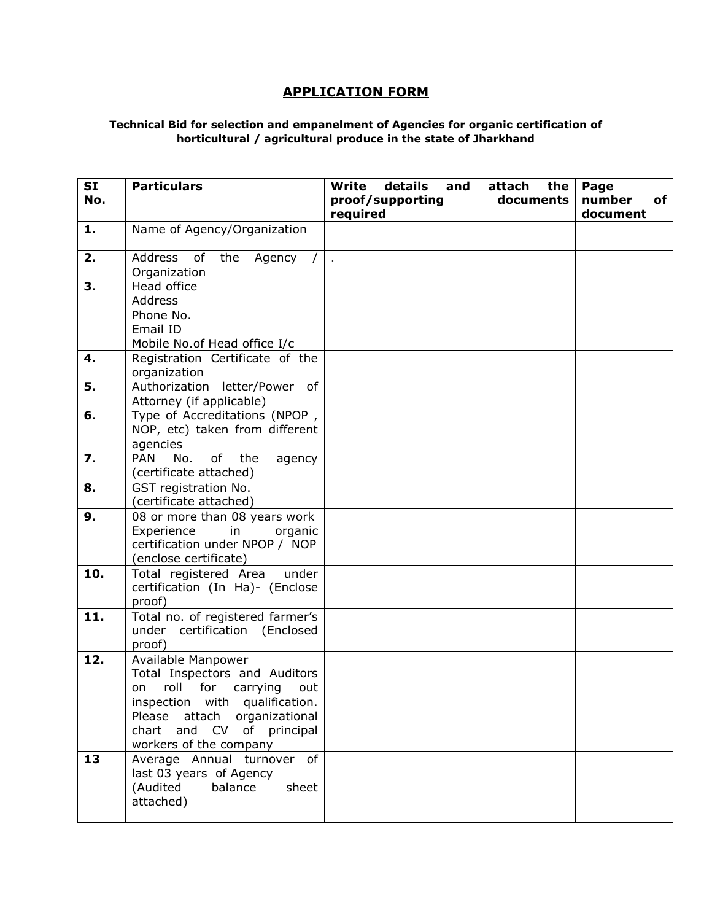## APPLICATION FORM

**Technical Bid for selection and empanelment of Agencies for organic certification of horticultural / agricultural produce in the state of Jharkhand**

| SI No. | Particulars | Write details and attach the proof/supporting documents required | Page number of document |
|---|---|---|---|
| **1.** | Name of Agency/Organization | | |
| **2.** | Address of the Agency / Organization | . | |
| **3.** | Head office<br>Address<br>Phone No.<br>Email ID<br>Mobile No.of Head office I/c | | |
| **4.** | Registration Certificate of the organization | | |
| **5.** | Authorization letter/Power of Attorney (if applicable) | | |
| **6.** | Type of Accreditations (NPOP , NOP, etc) taken from different agencies | | |
| **7.** | PAN No. of the agency (certificate attached) | | |
| **8.** | GST registration No. (certificate attached) | | |
| **9.** | 08 or more than 08 years work Experience in organic certification under NPOP / NOP (enclose certificate) | | |
| **10.** | Total registered Area under certification (In Ha)- (Enclose proof) | | |
| **11.** | Total no. of registered farmer's under certification (Enclosed proof) | | |
| **12.** | Available Manpower<br>Total Inspectors and Auditors on roll for carrying out inspection with qualification. Please attach organizational chart and CV of principal workers of the company | | |
| **13** | Average Annual turnover of last 03 years of Agency (Audited balance sheet attached) | | |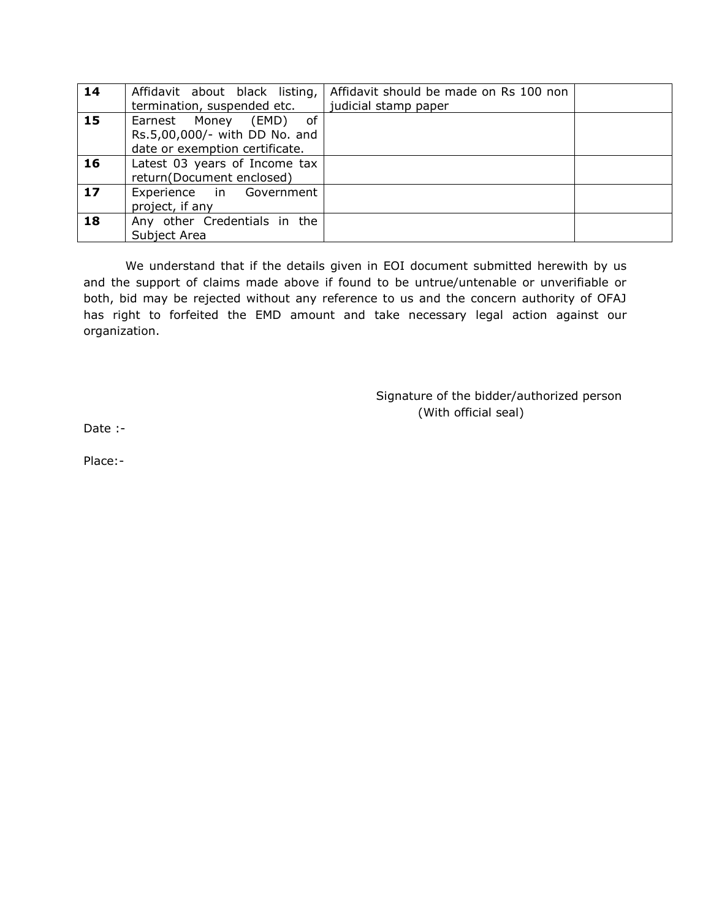| | | | |
|---|---|---|---|
| **14** | Affidavit about black listing, termination, suspended etc. | Affidavit should be made on Rs 100 non judicial stamp paper | |
| **15** | Earnest Money (EMD) of Rs.5,00,000/- with DD No. and date or exemption certificate. | | |
| **16** | Latest 03 years of Income tax return(Document enclosed) | | |
| **17** | Experience in Government project, if any | | |
| **18** | Any other Credentials in the Subject Area | | |

We understand that if the details given in EOI document submitted herewith by us and the support of claims made above if found to be untrue/untenable or unverifiable or both, bid may be rejected without any reference to us and the concern authority of OFAJ has right to forfeited the EMD amount and take necessary legal action against our organization.

Signature of the bidder/authorized person
(With official seal)

Date :-

Place:-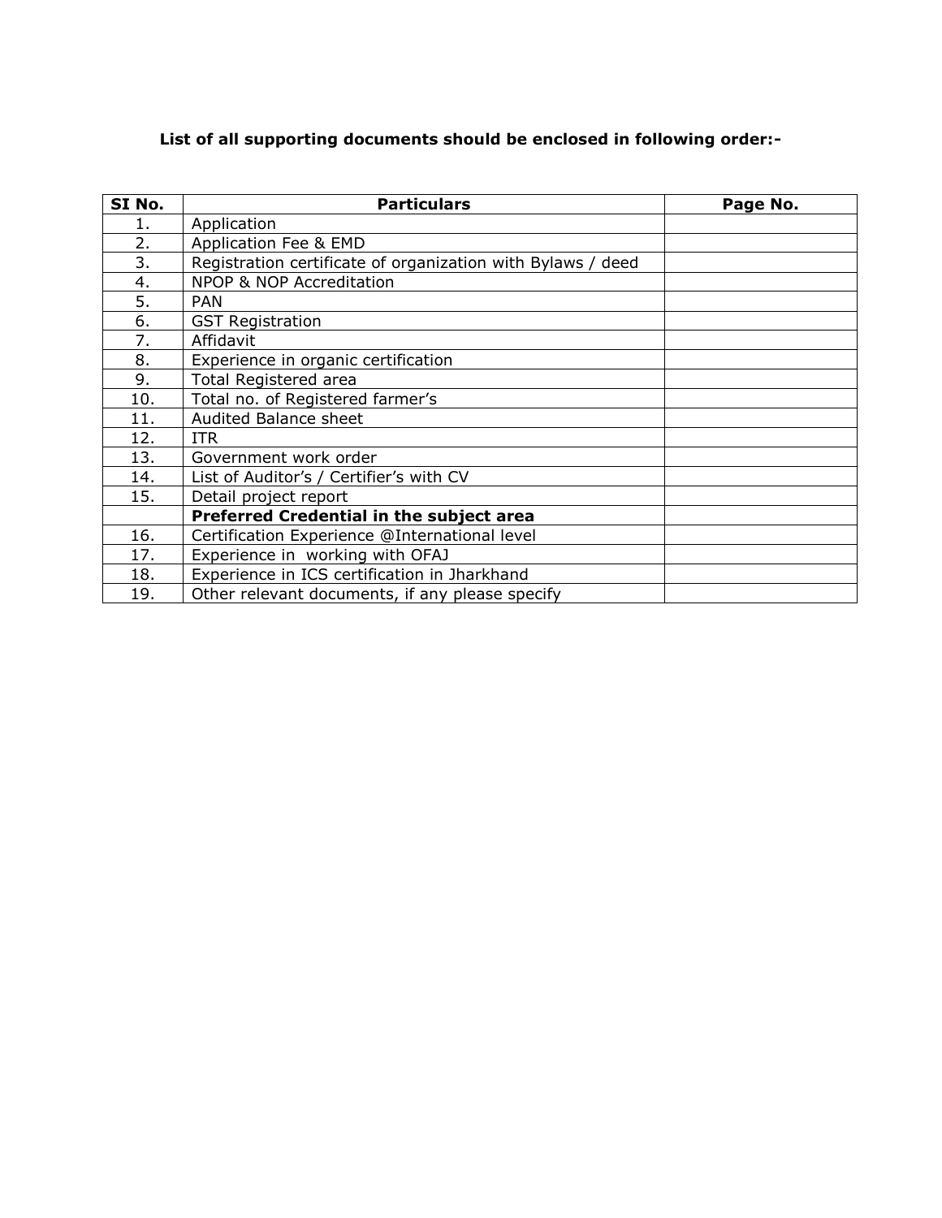**List of all supporting documents should be enclosed in following order:-**

| SI No. | Particulars | Page No. |
|---|---|---|
| 1. | Application | |
| 2. | Application Fee & EMD | |
| 3. | Registration certificate of organization with Bylaws / deed | |
| 4. | NPOP & NOP Accreditation | |
| 5. | PAN | |
| 6. | GST Registration | |
| 7. | Affidavit | |
| 8. | Experience in organic certification | |
| 9. | Total Registered area | |
| 10. | Total no. of Registered farmer's | |
| 11. | Audited Balance sheet | |
| 12. | ITR | |
| 13. | Government work order | |
| 14. | List of Auditor's / Certifier's with CV | |
| 15. | Detail project report | |
| | **Preferred Credential in the subject area** | |
| 16. | Certification Experience @International level | |
| 17. | Experience in working with OFAJ | |
| 18. | Experience in ICS certification in Jharkhand | |
| 19. | Other relevant documents, if any please specify | |